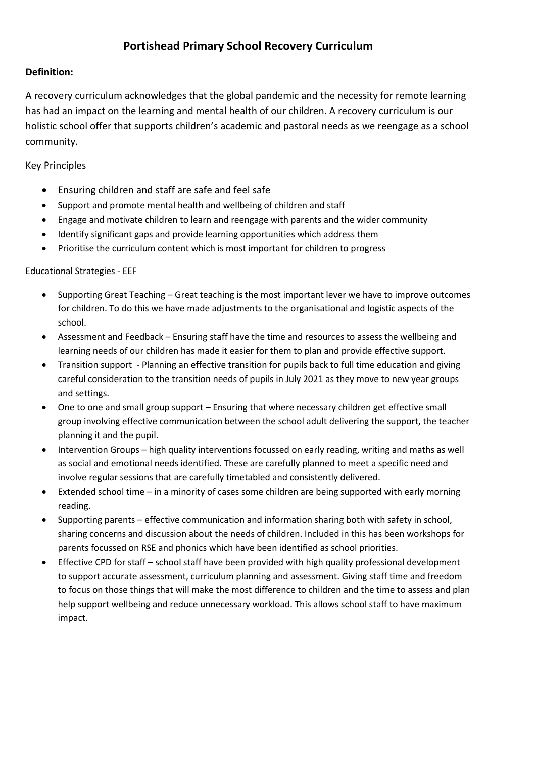# Portishead Primary School Recovery Curriculum

**Definition:**

A recovery curriculum acknowledges that the global pandemic and the necessity for remote learning has had an impact on the learning and mental health of our children. A recovery curriculum is our holistic school offer that supports children's academic and pastoral needs as we reengage as a school community.

Key Principles

- Ensuring children and staff are safe and feel safe
- Support and promote mental health and wellbeing of children and staff
- Engage and motivate children to learn and reengage with parents and the wider community
- Identify significant gaps and provide learning opportunities which address them
- Prioritise the curriculum content which is most important for children to progress

Educational Strategies - EEF

- Supporting Great Teaching – Great teaching is the most important lever we have to improve outcomes for children. To do this we have made adjustments to the organisational and logistic aspects of the school.
- Assessment and Feedback – Ensuring staff have the time and resources to assess the wellbeing and learning needs of our children has made it easier for them to plan and provide effective support.
- Transition support - Planning an effective transition for pupils back to full time education and giving careful consideration to the transition needs of pupils in July 2021 as they move to new year groups and settings.
- One to one and small group support – Ensuring that where necessary children get effective small group involving effective communication between the school adult delivering the support, the teacher planning it and the pupil.
- Intervention Groups – high quality interventions focussed on early reading, writing and maths as well as social and emotional needs identified. These are carefully planned to meet a specific need and involve regular sessions that are carefully timetabled and consistently delivered.
- Extended school time – in a minority of cases some children are being supported with early morning reading.
- Supporting parents – effective communication and information sharing both with safety in school, sharing concerns and discussion about the needs of children. Included in this has been workshops for parents focussed on RSE and phonics which have been identified as school priorities.
- Effective CPD for staff – school staff have been provided with high quality professional development to support accurate assessment, curriculum planning and assessment. Giving staff time and freedom to focus on those things that will make the most difference to children and the time to assess and plan help support wellbeing and reduce unnecessary workload. This allows school staff to have maximum impact.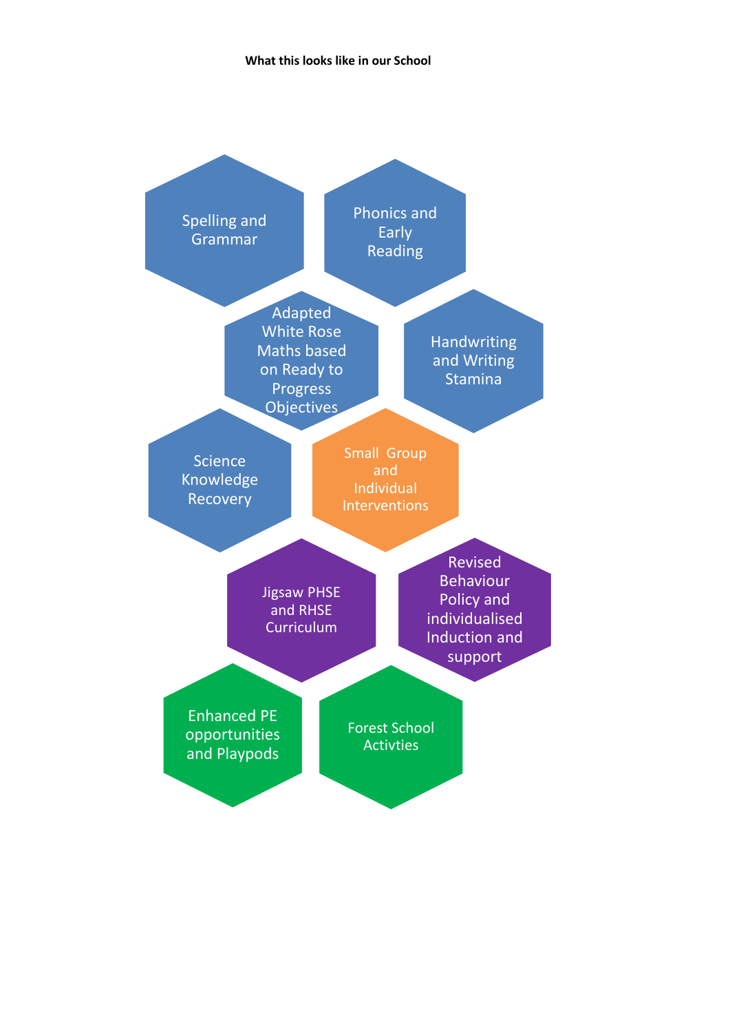**What this looks like in our School**

Spelling and Grammar

Phonics and Early Reading

Adapted White Rose Maths based on Ready to Progress Objectives

Handwriting and Writing Stamina

Science Knowledge Recovery

Small Group and Individual Interventions

Jigsaw PHSE and RHSE Curriculum

Revised Behaviour Policy and individualised Induction and support

Enhanced PE opportunities and Playpods

Forest School Activties